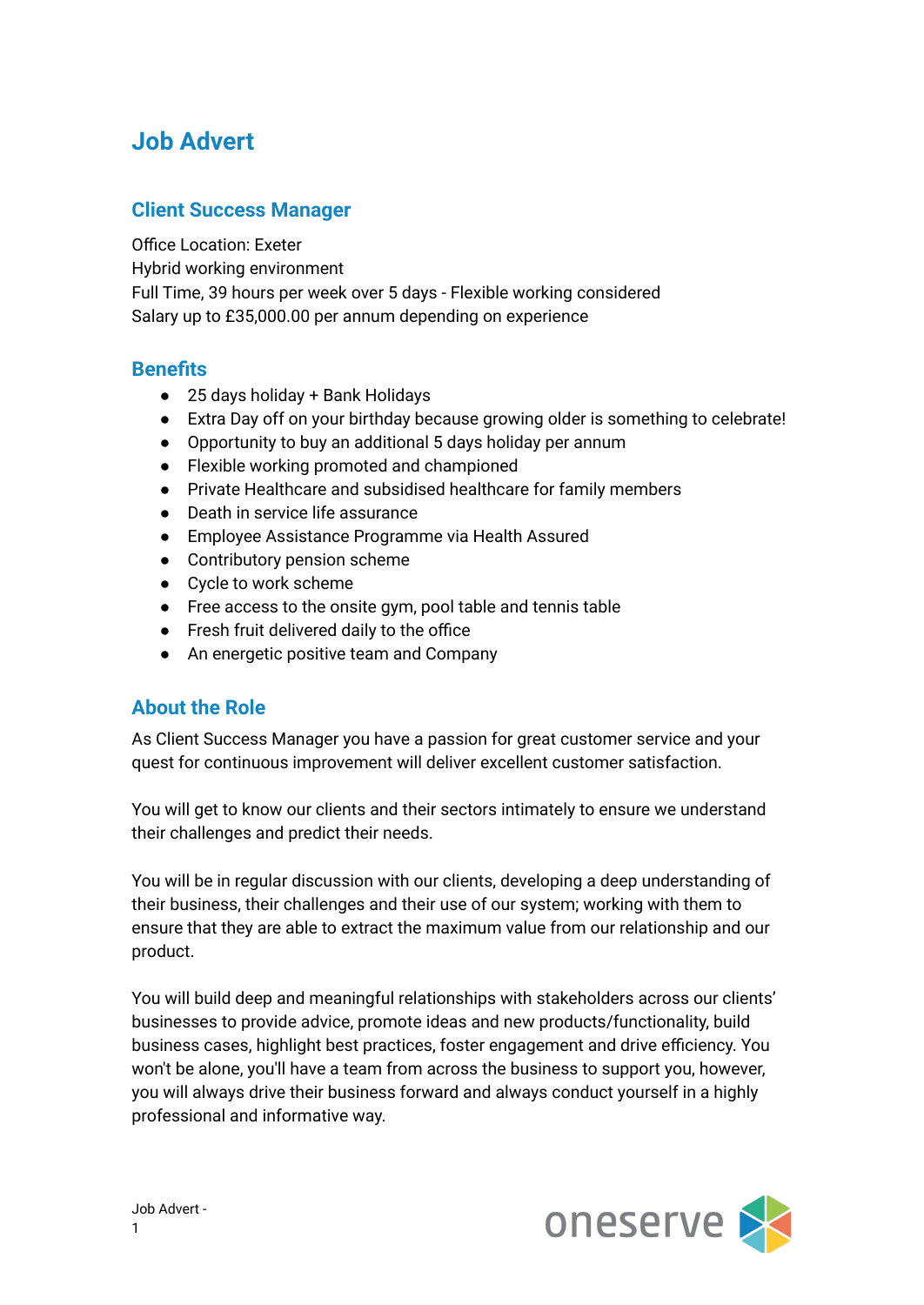# Job Advert

## Client Success Manager

Office Location: Exeter
Hybrid working environment
Full Time, 39 hours per week over 5 days - Flexible working considered
Salary up to £35,000.00 per annum depending on experience

## Benefits

- 25 days holiday + Bank Holidays
- Extra Day off on your birthday because growing older is something to celebrate!
- Opportunity to buy an additional 5 days holiday per annum
- Flexible working promoted and championed
- Private Healthcare and subsidised healthcare for family members
- Death in service life assurance
- Employee Assistance Programme via Health Assured
- Contributory pension scheme
- Cycle to work scheme
- Free access to the onsite gym, pool table and tennis table
- Fresh fruit delivered daily to the office
- An energetic positive team and Company

## About the Role

As Client Success Manager you have a passion for great customer service and your quest for continuous improvement will deliver excellent customer satisfaction.

You will get to know our clients and their sectors intimately to ensure we understand their challenges and predict their needs.

You will be in regular discussion with our clients, developing a deep understanding of their business, their challenges and their use of our system; working with them to ensure that they are able to extract the maximum value from our relationship and our product.

You will build deep and meaningful relationships with stakeholders across our clients' businesses to provide advice, promote ideas and new products/functionality, build business cases, highlight best practices, foster engagement and drive efficiency. You won't be alone, you'll have a team from across the business to support you, however, you will always drive their business forward and always conduct yourself in a highly professional and informative way.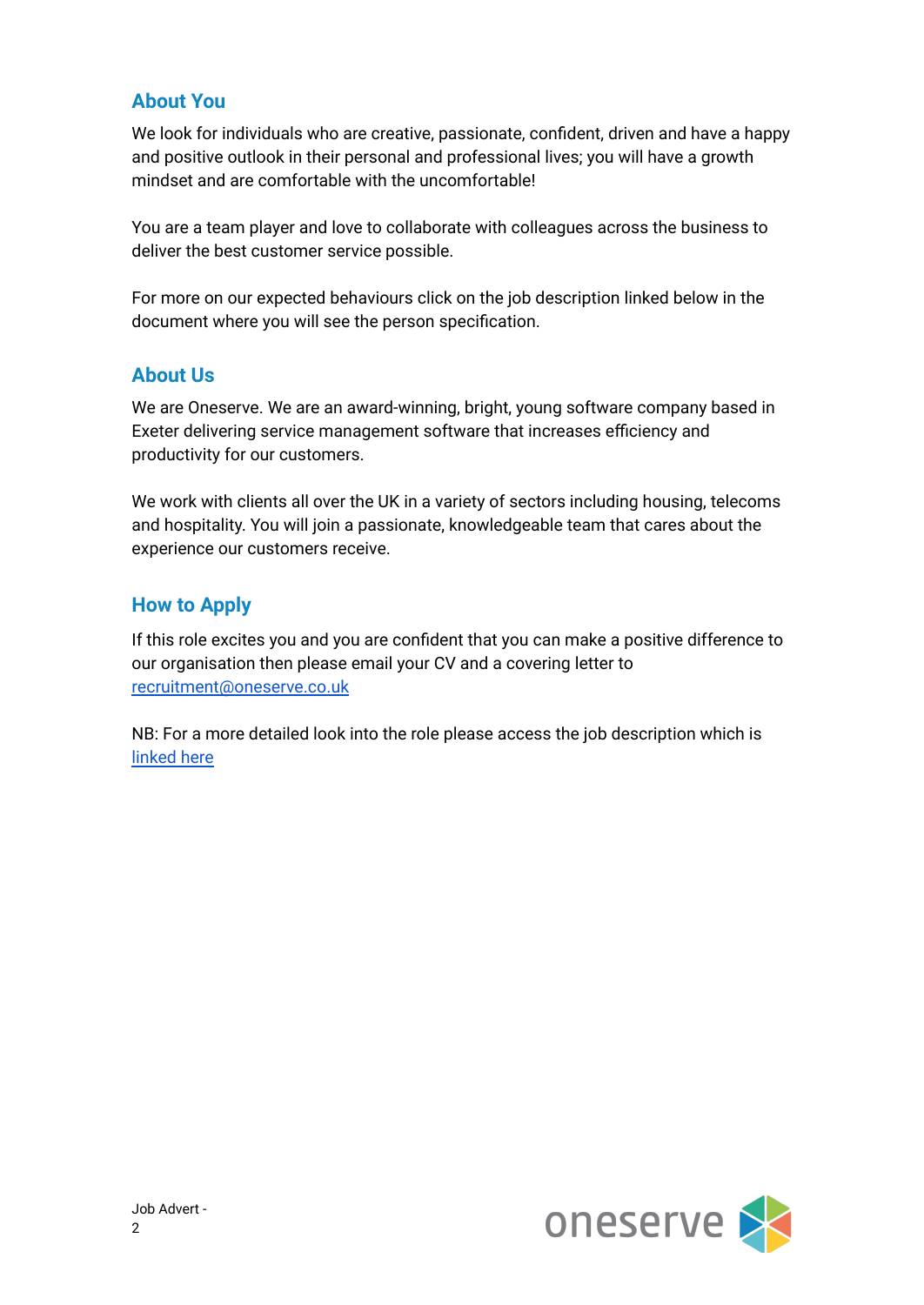## About You

We look for individuals who are creative, passionate, confident, driven and have a happy and positive outlook in their personal and professional lives; you will have a growth mindset and are comfortable with the uncomfortable!

You are a team player and love to collaborate with colleagues across the business to deliver the best customer service possible.

For more on our expected behaviours click on the job description linked below in the document where you will see the person specification.

## About Us

We are Oneserve. We are an award-winning, bright, young software company based in Exeter delivering service management software that increases efficiency and productivity for our customers.

We work with clients all over the UK in a variety of sectors including housing, telecoms and hospitality. You will join a passionate, knowledgeable team that cares about the experience our customers receive.

## How to Apply

If this role excites you and you are confident that you can make a positive difference to our organisation then please email your CV and a covering letter to [recruitment@oneserve.co.uk](mailto:recruitment@oneserve.co.uk)

NB: For a more detailed look into the role please access the job description which is linked here